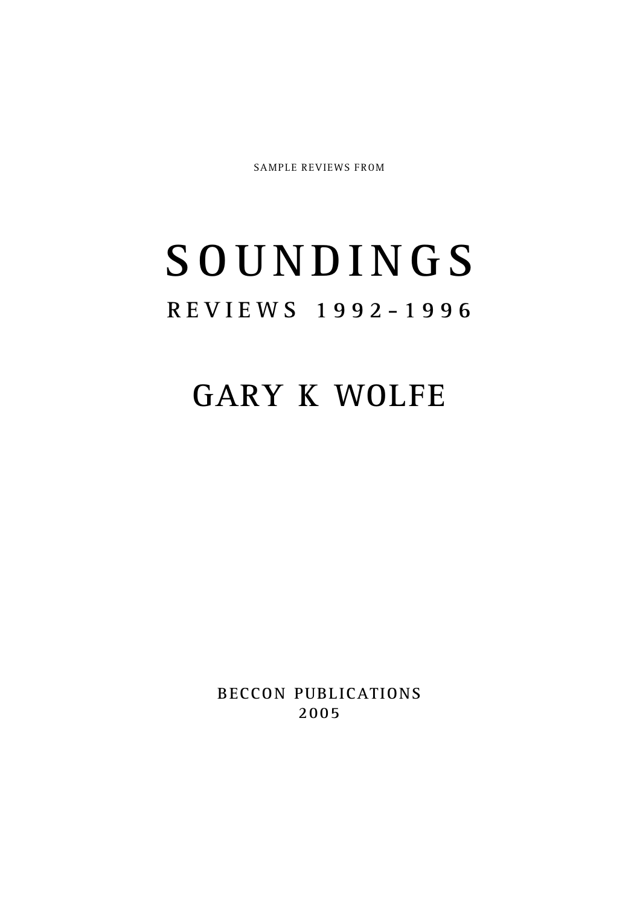SAMPLE REVIEWS FROM

# SOUNDINGS

## REVIEWS 1992–1996

## GARY K WOLFE

BECCON PUBLICATIONS
2005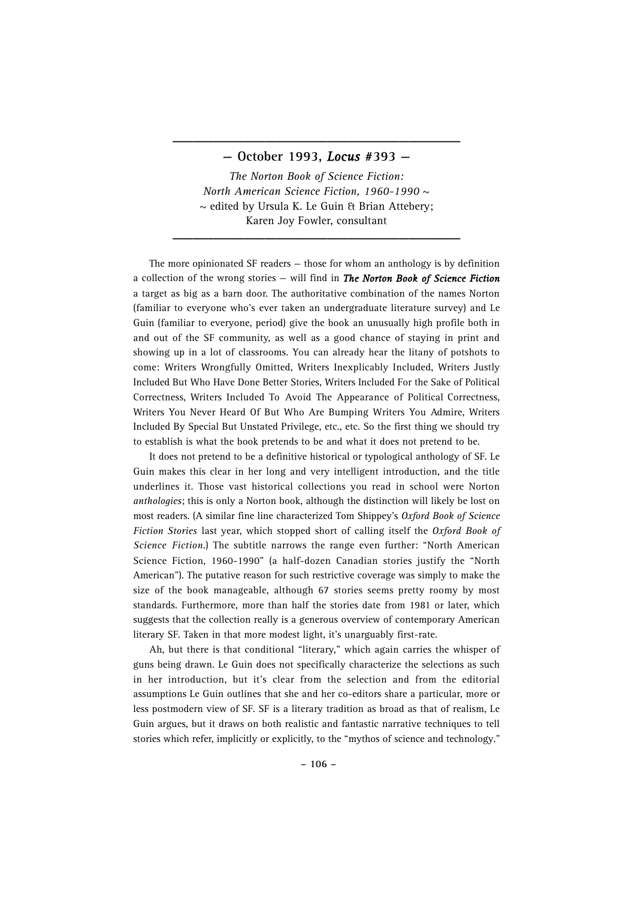## — October 1993, *Locus* #393 —

*The Norton Book of Science Fiction: North American Science Fiction, 1960-1990* ~
~ edited by Ursula K. Le Guin & Brian Attebery; Karen Joy Fowler, consultant

The more opinionated SF readers — those for whom an anthology is by definition a collection of the wrong stories — will find in ***The Norton Book of Science Fiction*** a target as big as a barn door. The authoritative combination of the names Norton (familiar to everyone who's ever taken an undergraduate literature survey) and Le Guin (familiar to everyone, period) give the book an unusually high profile both in and out of the SF community, as well as a good chance of staying in print and showing up in a lot of classrooms. You can already hear the litany of potshots to come: Writers Wrongfully Omitted, Writers Inexplicably Included, Writers Justly Included But Who Have Done Better Stories, Writers Included For the Sake of Political Correctness, Writers Included To Avoid The Appearance of Political Correctness, Writers You Never Heard Of But Who Are Bumping Writers You Admire, Writers Included By Special But Unstated Privilege, etc., etc. So the first thing we should try to establish is what the book pretends to be and what it does not pretend to be.

It does not pretend to be a definitive historical or typological anthology of SF. Le Guin makes this clear in her long and very intelligent introduction, and the title underlines it. Those vast historical collections you read in school were Norton *anthologies*; this is only a Norton book, although the distinction will likely be lost on most readers. (A similar fine line characterized Tom Shippey's *Oxford Book of Science Fiction Stories* last year, which stopped short of calling itself the *Oxford Book of Science Fiction*.) The subtitle narrows the range even further: "North American Science Fiction, 1960-1990" (a half-dozen Canadian stories justify the "North American"). The putative reason for such restrictive coverage was simply to make the size of the book manageable, although 67 stories seems pretty roomy by most standards. Furthermore, more than half the stories date from 1981 or later, which suggests that the collection really is a generous overview of contemporary American literary SF. Taken in that more modest light, it's unarguably first-rate.

Ah, but there is that conditional "literary," which again carries the whisper of guns being drawn. Le Guin does not specifically characterize the selections as such in her introduction, but it's clear from the selection and from the editorial assumptions Le Guin outlines that she and her co-editors share a particular, more or less postmodern view of SF. SF is a literary tradition as broad as that of realism, Le Guin argues, but it draws on both realistic and fantastic narrative techniques to tell stories which refer, implicitly or explicitly, to the "mythos of science and technology."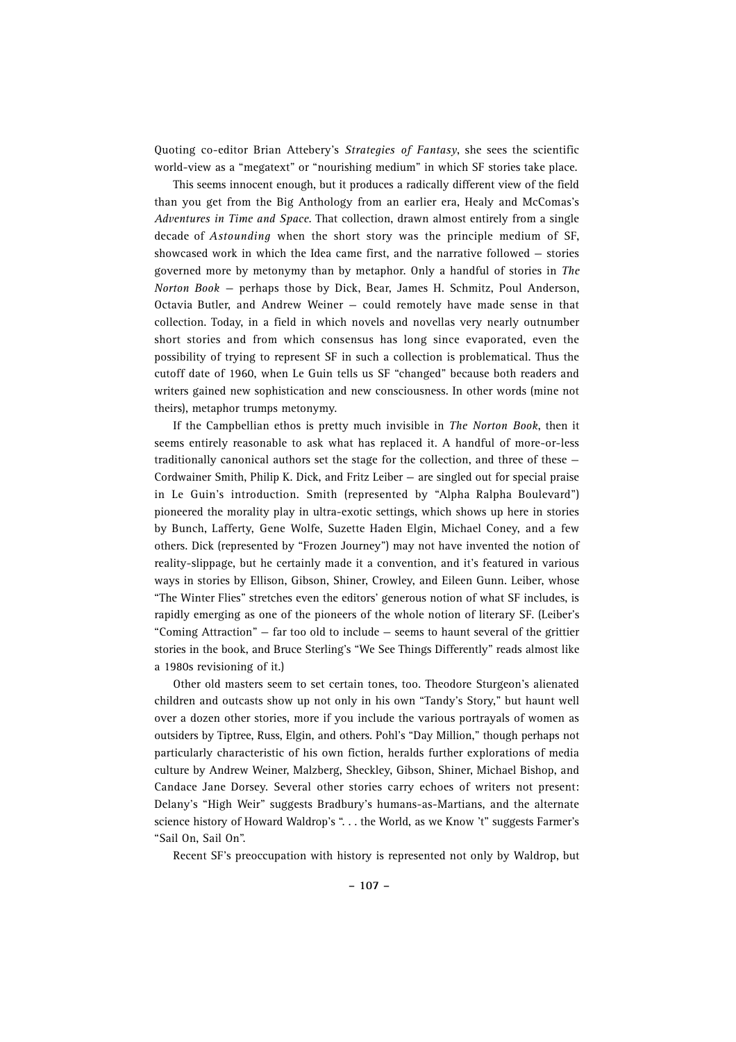Quoting co-editor Brian Attebery's *Strategies of Fantasy*, she sees the scientific world-view as a "megatext" or "nourishing medium" in which SF stories take place.

This seems innocent enough, but it produces a radically different view of the field than you get from the Big Anthology from an earlier era, Healy and McComas's *Adventures in Time and Space*. That collection, drawn almost entirely from a single decade of *Astounding* when the short story was the principle medium of SF, showcased work in which the Idea came first, and the narrative followed — stories governed more by metonymy than by metaphor. Only a handful of stories in *The Norton Book* — perhaps those by Dick, Bear, James H. Schmitz, Poul Anderson, Octavia Butler, and Andrew Weiner — could remotely have made sense in that collection. Today, in a field in which novels and novellas very nearly outnumber short stories and from which consensus has long since evaporated, even the possibility of trying to represent SF in such a collection is problematical. Thus the cutoff date of 1960, when Le Guin tells us SF "changed" because both readers and writers gained new sophistication and new consciousness. In other words (mine not theirs), metaphor trumps metonymy.

If the Campbellian ethos is pretty much invisible in *The Norton Book*, then it seems entirely reasonable to ask what has replaced it. A handful of more-or-less traditionally canonical authors set the stage for the collection, and three of these — Cordwainer Smith, Philip K. Dick, and Fritz Leiber — are singled out for special praise in Le Guin's introduction. Smith (represented by "Alpha Ralpha Boulevard") pioneered the morality play in ultra-exotic settings, which shows up here in stories by Bunch, Lafferty, Gene Wolfe, Suzette Haden Elgin, Michael Coney, and a few others. Dick (represented by "Frozen Journey") may not have invented the notion of reality-slippage, but he certainly made it a convention, and it's featured in various ways in stories by Ellison, Gibson, Shiner, Crowley, and Eileen Gunn. Leiber, whose "The Winter Flies" stretches even the editors' generous notion of what SF includes, is rapidly emerging as one of the pioneers of the whole notion of literary SF. (Leiber's "Coming Attraction" — far too old to include — seems to haunt several of the grittier stories in the book, and Bruce Sterling's "We See Things Differently" reads almost like a 1980s revisioning of it.)

Other old masters seem to set certain tones, too. Theodore Sturgeon's alienated children and outcasts show up not only in his own "Tandy's Story," but haunt well over a dozen other stories, more if you include the various portrayals of women as outsiders by Tiptree, Russ, Elgin, and others. Pohl's "Day Million," though perhaps not particularly characteristic of his own fiction, heralds further explorations of media culture by Andrew Weiner, Malzberg, Sheckley, Gibson, Shiner, Michael Bishop, and Candace Jane Dorsey. Several other stories carry echoes of writers not present: Delany's "High Weir" suggests Bradbury's humans-as-Martians, and the alternate science history of Howard Waldrop's ". . . the World, as we Know 't" suggests Farmer's "Sail On, Sail On".

Recent SF's preoccupation with history is represented not only by Waldrop, but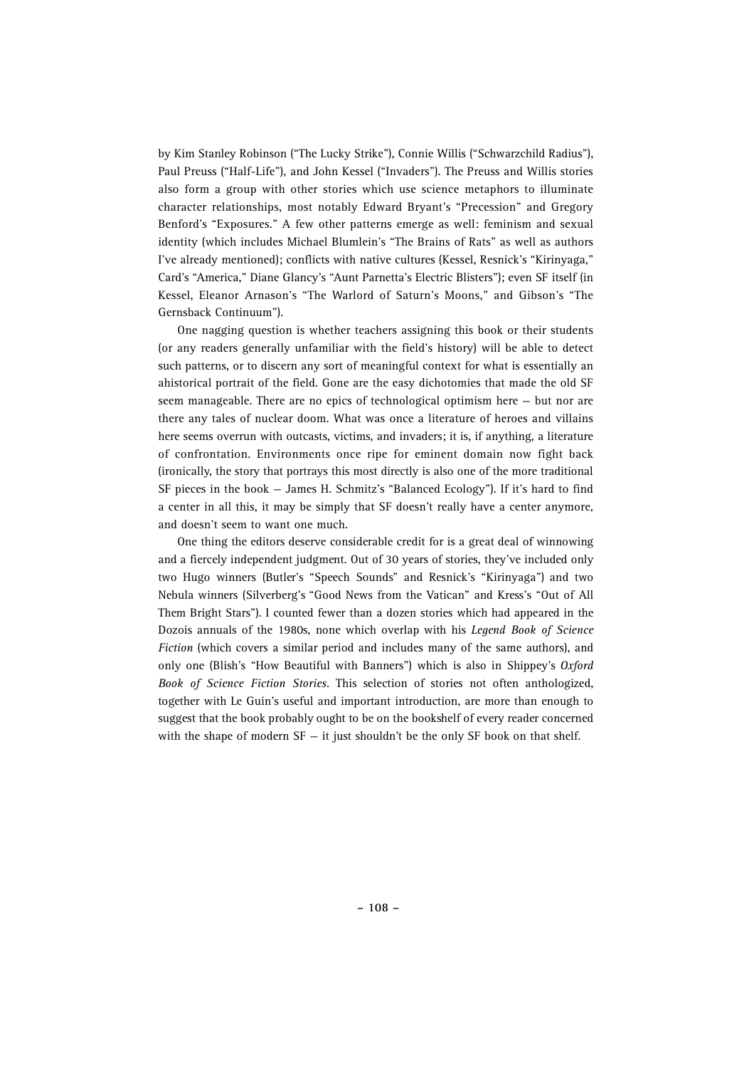by Kim Stanley Robinson ("The Lucky Strike"), Connie Willis ("Schwarzchild Radius"), Paul Preuss ("Half-Life"), and John Kessel ("Invaders"). The Preuss and Willis stories also form a group with other stories which use science metaphors to illuminate character relationships, most notably Edward Bryant's "Precession" and Gregory Benford's "Exposures." A few other patterns emerge as well: feminism and sexual identity (which includes Michael Blumlein's "The Brains of Rats" as well as authors I've already mentioned); conflicts with native cultures (Kessel, Resnick's "Kirinyaga," Card's "America," Diane Glancy's "Aunt Parnetta's Electric Blisters"); even SF itself (in Kessel, Eleanor Arnason's "The Warlord of Saturn's Moons," and Gibson's "The Gernsback Continuum").

One nagging question is whether teachers assigning this book or their students (or any readers generally unfamiliar with the field's history) will be able to detect such patterns, or to discern any sort of meaningful context for what is essentially an ahistorical portrait of the field. Gone are the easy dichotomies that made the old SF seem manageable. There are no epics of technological optimism here — but nor are there any tales of nuclear doom. What was once a literature of heroes and villains here seems overrun with outcasts, victims, and invaders; it is, if anything, a literature of confrontation. Environments once ripe for eminent domain now fight back (ironically, the story that portrays this most directly is also one of the more traditional SF pieces in the book — James H. Schmitz's "Balanced Ecology"). If it's hard to find a center in all this, it may be simply that SF doesn't really have a center anymore, and doesn't seem to want one much.

One thing the editors deserve considerable credit for is a great deal of winnowing and a fiercely independent judgment. Out of 30 years of stories, they've included only two Hugo winners (Butler's "Speech Sounds" and Resnick's "Kirinyaga") and two Nebula winners (Silverberg's "Good News from the Vatican" and Kress's "Out of All Them Bright Stars"). I counted fewer than a dozen stories which had appeared in the Dozois annuals of the 1980s, none which overlap with his *Legend Book of Science Fiction* (which covers a similar period and includes many of the same authors), and only one (Blish's "How Beautiful with Banners") which is also in Shippey's *Oxford Book of Science Fiction Stories*. This selection of stories not often anthologized, together with Le Guin's useful and important introduction, are more than enough to suggest that the book probably ought to be on the bookshelf of every reader concerned with the shape of modern SF — it just shouldn't be the only SF book on that shelf.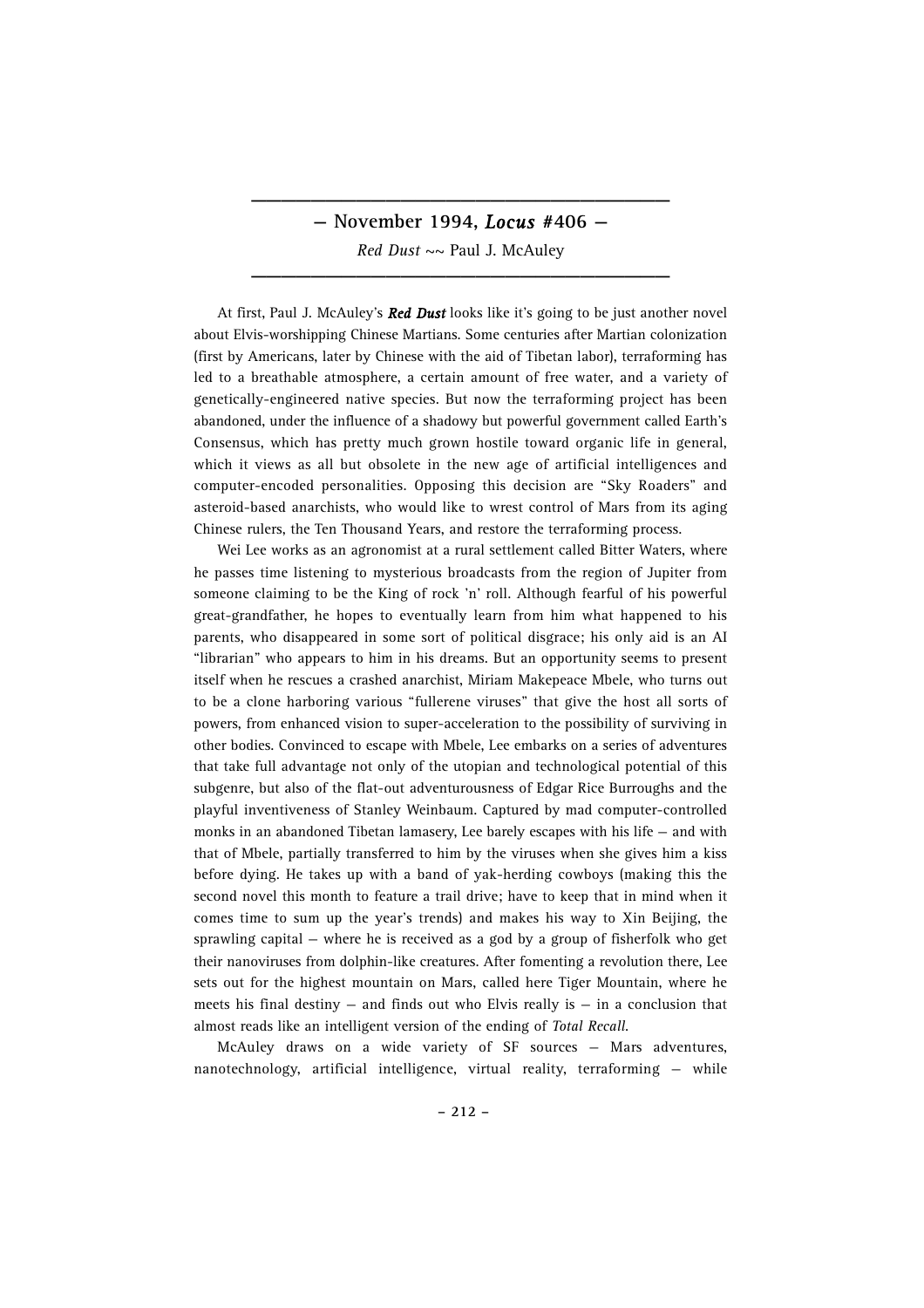## — November 1994, *Locus* #406 —

*Red Dust* ~~ Paul J. McAuley

At first, Paul J. McAuley's ***Red Dust*** looks like it's going to be just another novel about Elvis-worshipping Chinese Martians. Some centuries after Martian colonization (first by Americans, later by Chinese with the aid of Tibetan labor), terraforming has led to a breathable atmosphere, a certain amount of free water, and a variety of genetically-engineered native species. But now the terraforming project has been abandoned, under the influence of a shadowy but powerful government called Earth's Consensus, which has pretty much grown hostile toward organic life in general, which it views as all but obsolete in the new age of artificial intelligences and computer-encoded personalities. Opposing this decision are "Sky Roaders" and asteroid-based anarchists, who would like to wrest control of Mars from its aging Chinese rulers, the Ten Thousand Years, and restore the terraforming process.

Wei Lee works as an agronomist at a rural settlement called Bitter Waters, where he passes time listening to mysterious broadcasts from the region of Jupiter from someone claiming to be the King of rock 'n' roll. Although fearful of his powerful great-grandfather, he hopes to eventually learn from him what happened to his parents, who disappeared in some sort of political disgrace; his only aid is an AI "librarian" who appears to him in his dreams. But an opportunity seems to present itself when he rescues a crashed anarchist, Miriam Makepeace Mbele, who turns out to be a clone harboring various "fullerene viruses" that give the host all sorts of powers, from enhanced vision to super-acceleration to the possibility of surviving in other bodies. Convinced to escape with Mbele, Lee embarks on a series of adventures that take full advantage not only of the utopian and technological potential of this subgenre, but also of the flat-out adventurousness of Edgar Rice Burroughs and the playful inventiveness of Stanley Weinbaum. Captured by mad computer-controlled monks in an abandoned Tibetan lamasery, Lee barely escapes with his life — and with that of Mbele, partially transferred to him by the viruses when she gives him a kiss before dying. He takes up with a band of yak-herding cowboys (making this the second novel this month to feature a trail drive; have to keep that in mind when it comes time to sum up the year's trends) and makes his way to Xin Beijing, the sprawling capital — where he is received as a god by a group of fisherfolk who get their nanoviruses from dolphin-like creatures. After fomenting a revolution there, Lee sets out for the highest mountain on Mars, called here Tiger Mountain, where he meets his final destiny — and finds out who Elvis really is — in a conclusion that almost reads like an intelligent version of the ending of *Total Recall*.

McAuley draws on a wide variety of SF sources — Mars adventures, nanotechnology, artificial intelligence, virtual reality, terraforming — while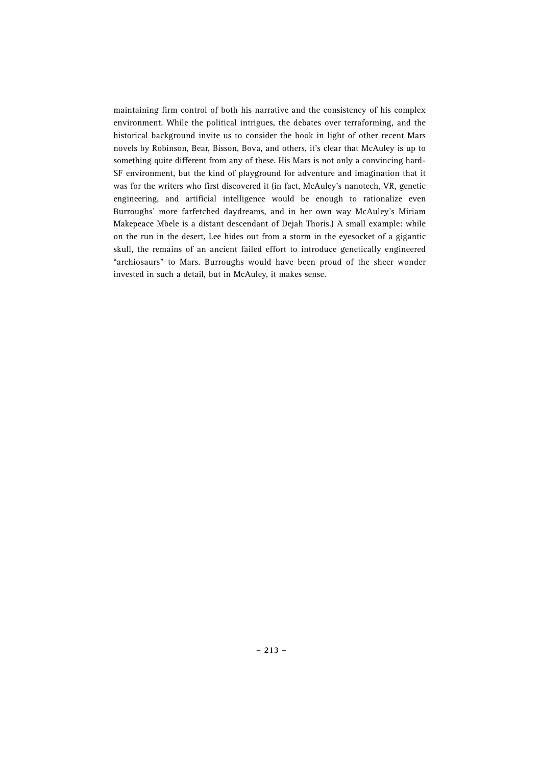maintaining firm control of both his narrative and the consistency of his complex environment. While the political intrigues, the debates over terraforming, and the historical background invite us to consider the book in light of other recent Mars novels by Robinson, Bear, Bisson, Bova, and others, it's clear that McAuley is up to something quite different from any of these. His Mars is not only a convincing hard-SF environment, but the kind of playground for adventure and imagination that it was for the writers who first discovered it (in fact, McAuley's nanotech, VR, genetic engineering, and artificial intelligence would be enough to rationalize even Burroughs' more farfetched daydreams, and in her own way McAuley's Miriam Makepeace Mbele is a distant descendant of Dejah Thoris.) A small example: while on the run in the desert, Lee hides out from a storm in the eyesocket of a gigantic skull, the remains of an ancient failed effort to introduce genetically engineered "archiosaurs" to Mars. Burroughs would have been proud of the sheer wonder invested in such a detail, but in McAuley, it makes sense.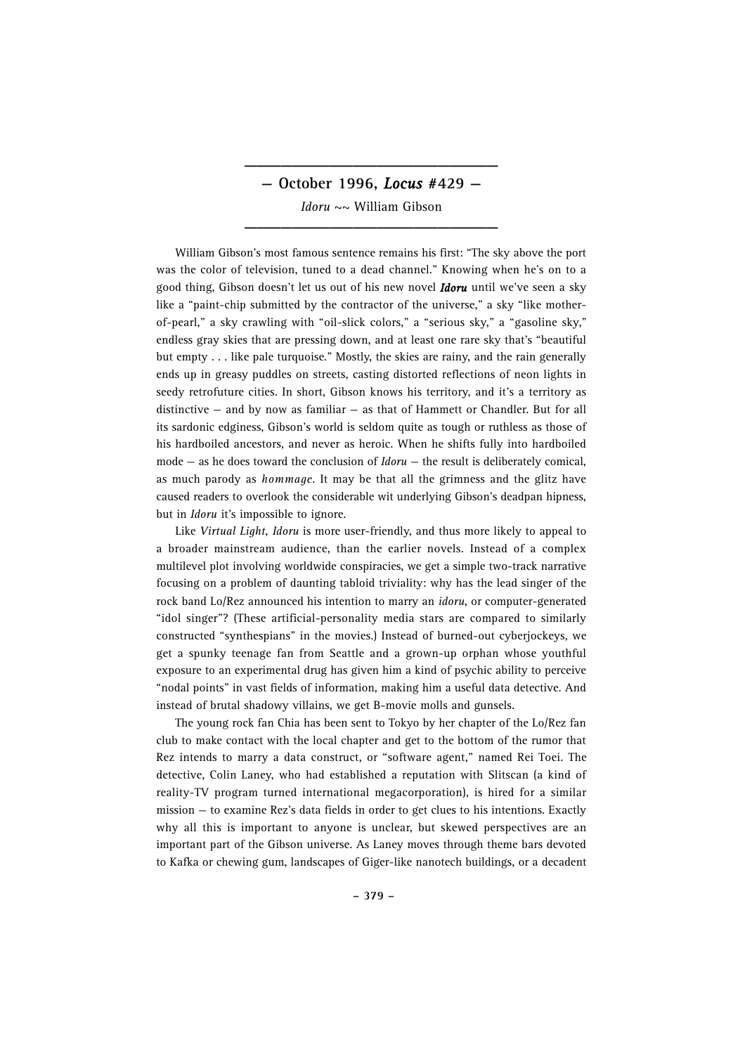## — October 1996, *Locus* #429 —

*Idoru* ~~ William Gibson

William Gibson's most famous sentence remains his first: "The sky above the port was the color of television, tuned to a dead channel." Knowing when he's on to a good thing, Gibson doesn't let us out of his new novel ***Idoru*** until we've seen a sky like a "paint-chip submitted by the contractor of the universe," a sky "like mother-of-pearl," a sky crawling with "oil-slick colors," a "serious sky," a "gasoline sky," endless gray skies that are pressing down, and at least one rare sky that's "beautiful but empty . . . like pale turquoise." Mostly, the skies are rainy, and the rain generally ends up in greasy puddles on streets, casting distorted reflections of neon lights in seedy retrofuture cities. In short, Gibson knows his territory, and it's a territory as distinctive — and by now as familiar — as that of Hammett or Chandler. But for all its sardonic edginess, Gibson's world is seldom quite as tough or ruthless as those of his hardboiled ancestors, and never as heroic. When he shifts fully into hardboiled mode — as he does toward the conclusion of *Idoru* — the result is deliberately comical, as much parody as *hommage*. It may be that all the grimness and the glitz have caused readers to overlook the considerable wit underlying Gibson's deadpan hipness, but in *Idoru* it's impossible to ignore.

Like *Virtual Light*, *Idoru* is more user-friendly, and thus more likely to appeal to a broader mainstream audience, than the earlier novels. Instead of a complex multilevel plot involving worldwide conspiracies, we get a simple two-track narrative focusing on a problem of daunting tabloid triviality: why has the lead singer of the rock band Lo/Rez announced his intention to marry an *idoru*, or computer-generated "idol singer"? (These artificial-personality media stars are compared to similarly constructed "synthespians" in the movies.) Instead of burned-out cyberjockeys, we get a spunky teenage fan from Seattle and a grown-up orphan whose youthful exposure to an experimental drug has given him a kind of psychic ability to perceive "nodal points" in vast fields of information, making him a useful data detective. And instead of brutal shadowy villains, we get B-movie molls and gunsels.

The young rock fan Chia has been sent to Tokyo by her chapter of the Lo/Rez fan club to make contact with the local chapter and get to the bottom of the rumor that Rez intends to marry a data construct, or "software agent," named Rei Toei. The detective, Colin Laney, who had established a reputation with Slitscan (a kind of reality-TV program turned international megacorporation), is hired for a similar mission — to examine Rez's data fields in order to get clues to his intentions. Exactly why all this is important to anyone is unclear, but skewed perspectives are an important part of the Gibson universe. As Laney moves through theme bars devoted to Kafka or chewing gum, landscapes of Giger-like nanotech buildings, or a decadent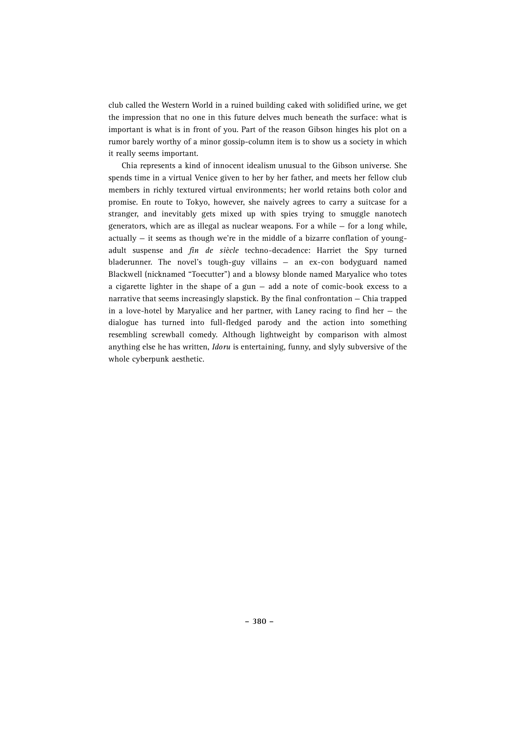club called the Western World in a ruined building caked with solidified urine, we get the impression that no one in this future delves much beneath the surface: what is important is what is in front of you. Part of the reason Gibson hinges his plot on a rumor barely worthy of a minor gossip-column item is to show us a society in which it really seems important.

Chia represents a kind of innocent idealism unusual to the Gibson universe. She spends time in a virtual Venice given to her by her father, and meets her fellow club members in richly textured virtual environments; her world retains both color and promise. En route to Tokyo, however, she naively agrees to carry a suitcase for a stranger, and inevitably gets mixed up with spies trying to smuggle nanotech generators, which are as illegal as nuclear weapons. For a while – for a long while, actually – it seems as though we're in the middle of a bizarre conflation of young-adult suspense and *fin de siècle* techno-decadence: Harriet the Spy turned bladerunner. The novel's tough-guy villains – an ex-con bodyguard named Blackwell (nicknamed "Toecutter") and a blowsy blonde named Maryalice who totes a cigarette lighter in the shape of a gun – add a note of comic-book excess to a narrative that seems increasingly slapstick. By the final confrontation – Chia trapped in a love-hotel by Maryalice and her partner, with Laney racing to find her – the dialogue has turned into full-fledged parody and the action into something resembling screwball comedy. Although lightweight by comparison with almost anything else he has written, *Idoru* is entertaining, funny, and slyly subversive of the whole cyberpunk aesthetic.